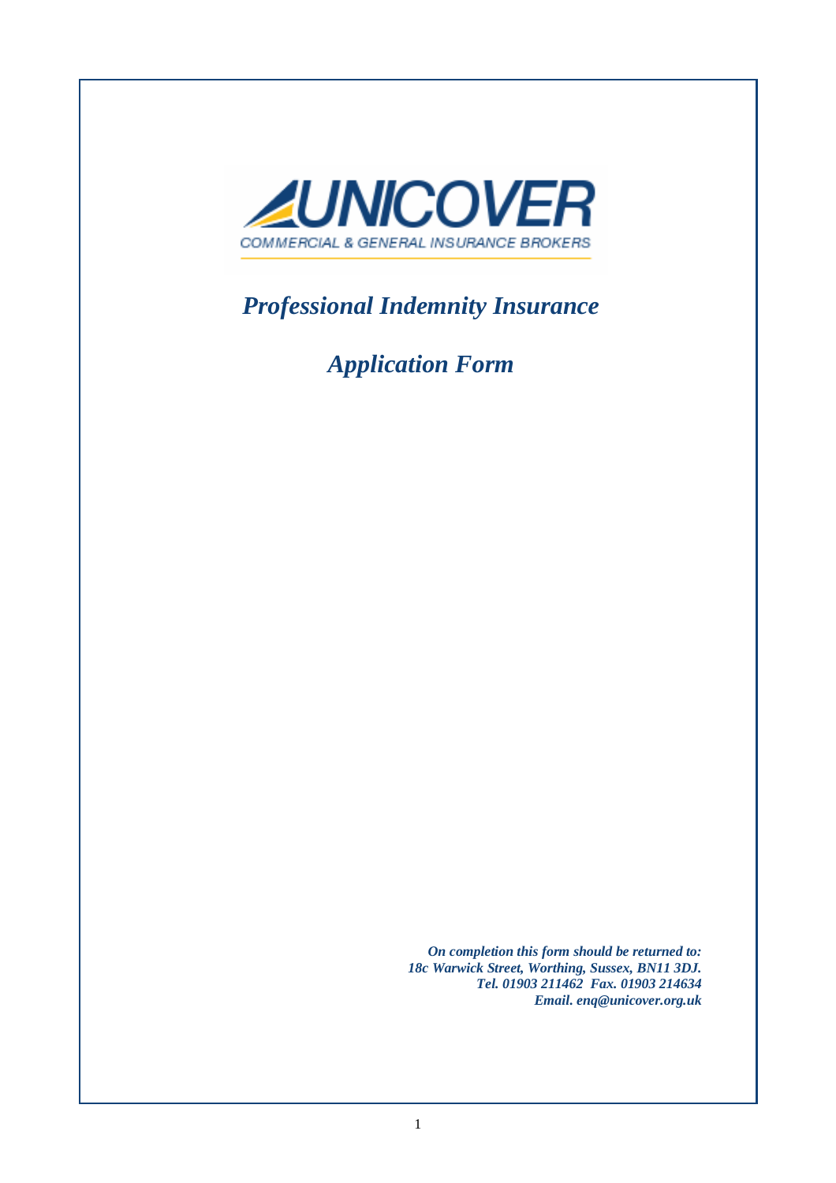UNICOVER

COMMERCIAL & GENERAL INSURANCE BROKERS

# *Professional Indemnity Insurance*

## *Application Form*

***On completion this form should be returned to:***
***18c Warwick Street, Worthing, Sussex, BN11 3DJ.***
***Tel. 01903 211462 Fax. 01903 214634***
***Email. enq@unicover.org.uk***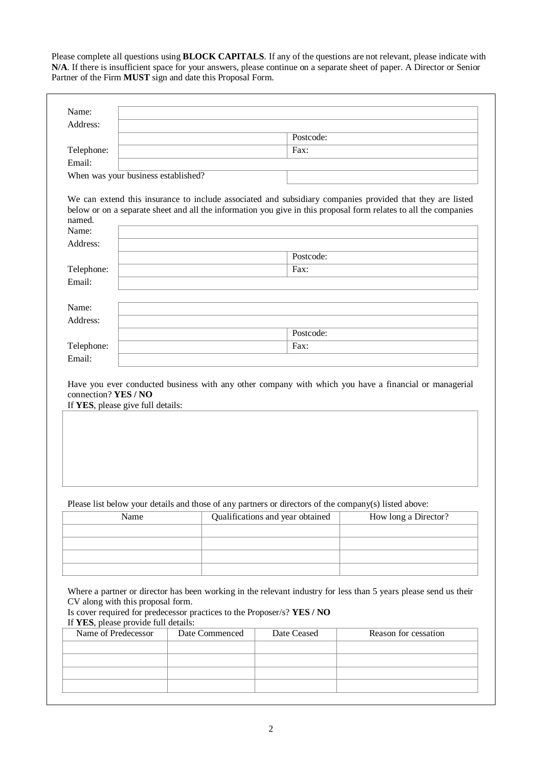Please complete all questions using **BLOCK CAPITALS**. If any of the questions are not relevant, please indicate with **N/A**. If there is insufficient space for your answers, please continue on a separate sheet of paper. A Director or Senior Partner of the Firm **MUST** sign and date this Proposal Form.

| | | |
|---|---|---|
| Name: | | |
| Address: | | |
| | | Postcode: |
| Telephone: | | Fax: |
| Email: | | |
| When was your business established? | | |

We can extend this insurance to include associated and subsidiary companies provided that they are listed below or on a separate sheet and all the information you give in this proposal form relates to all the companies named.

| | | |
|---|---|---|
| Name: | | |
| Address: | | |
| | | Postcode: |
| Telephone: | | Fax: |
| Email: | | |

| | | |
|---|---|---|
| Name: | | |
| Address: | | |
| | | Postcode: |
| Telephone: | | Fax: |
| Email: | | |

Have you ever conducted business with any other company with which you have a financial or managerial connection? **YES / NO**

If **YES**, please give full details:

Please list below your details and those of any partners or directors of the company(s) listed above:

| Name | Qualifications and year obtained | How long a Director? |
|---|---|---|
| | | |
| | | |
| | | |
| | | |

Where a partner or director has been working in the relevant industry for less than 5 years please send us their CV along with this proposal form.

Is cover required for predecessor practices to the Proposer/s? **YES / NO**

If **YES**, please provide full details:

| Name of Predecessor | Date Commenced | Date Ceased | Reason for cessation |
|---|---|---|---|
| | | | |
| | | | |
| | | | |
| | | | |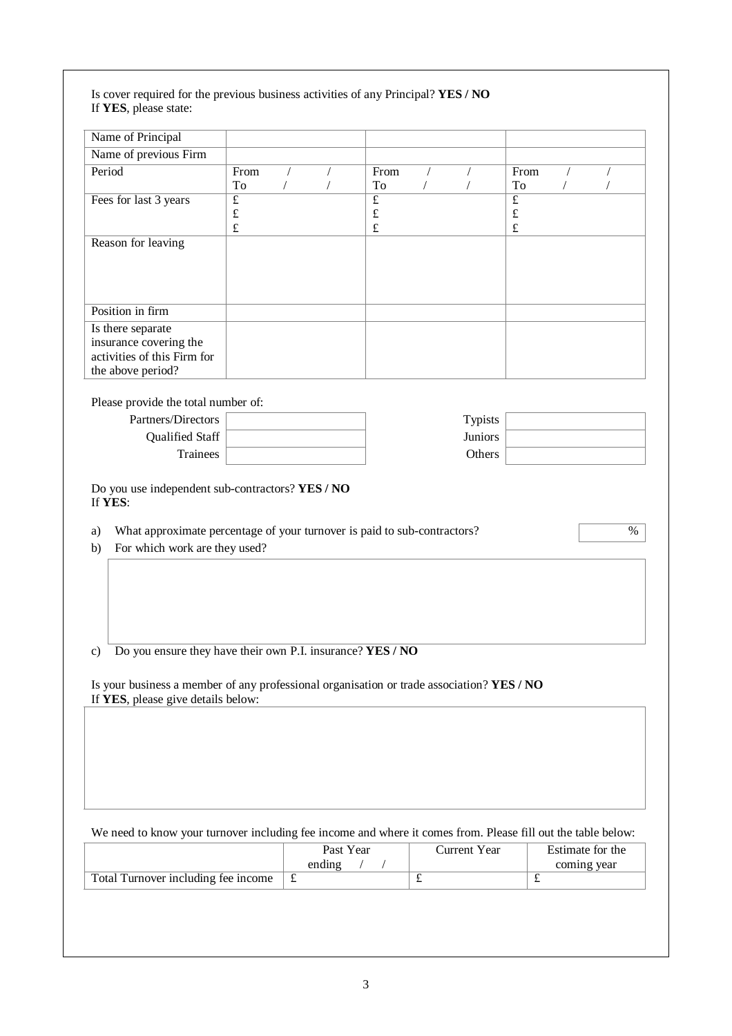Is cover required for the previous business activities of any Principal? **YES / NO**
If **YES**, please state:

| | | | |
|---|---|---|---|
| Name of Principal | | | |
| Name of previous Firm | | | |
| Period | From / / <br> To / / | From / / <br> To / / | From / / <br> To / / |
| Fees for last 3 years | £ <br> £ <br> £ | £ <br> £ <br> £ | £ <br> £ <br> £ |
| Reason for leaving | | | |
| Position in firm | | | |
| Is there separate insurance covering the activities of this Firm for the above period? | | | |

Please provide the total number of:

| | | | |
|---|---|---|---|
| Partners/Directors | | Typists | |
| Qualified Staff | | Juniors | |
| Trainees | | Others | |

Do you use independent sub-contractors? **YES / NO**
If **YES**:

a) What approximate percentage of your turnover is paid to sub-contractors? %

b) For which work are they used?

c) Do you ensure they have their own P.I. insurance? **YES / NO**

Is your business a member of any professional organisation or trade association? **YES / NO**
If **YES**, please give details below:

We need to know your turnover including fee income and where it comes from. Please fill out the table below:

| | Past Year ending / / | Current Year | Estimate for the coming year |
|---|---|---|---|
| Total Turnover including fee income | £ | £ | £ |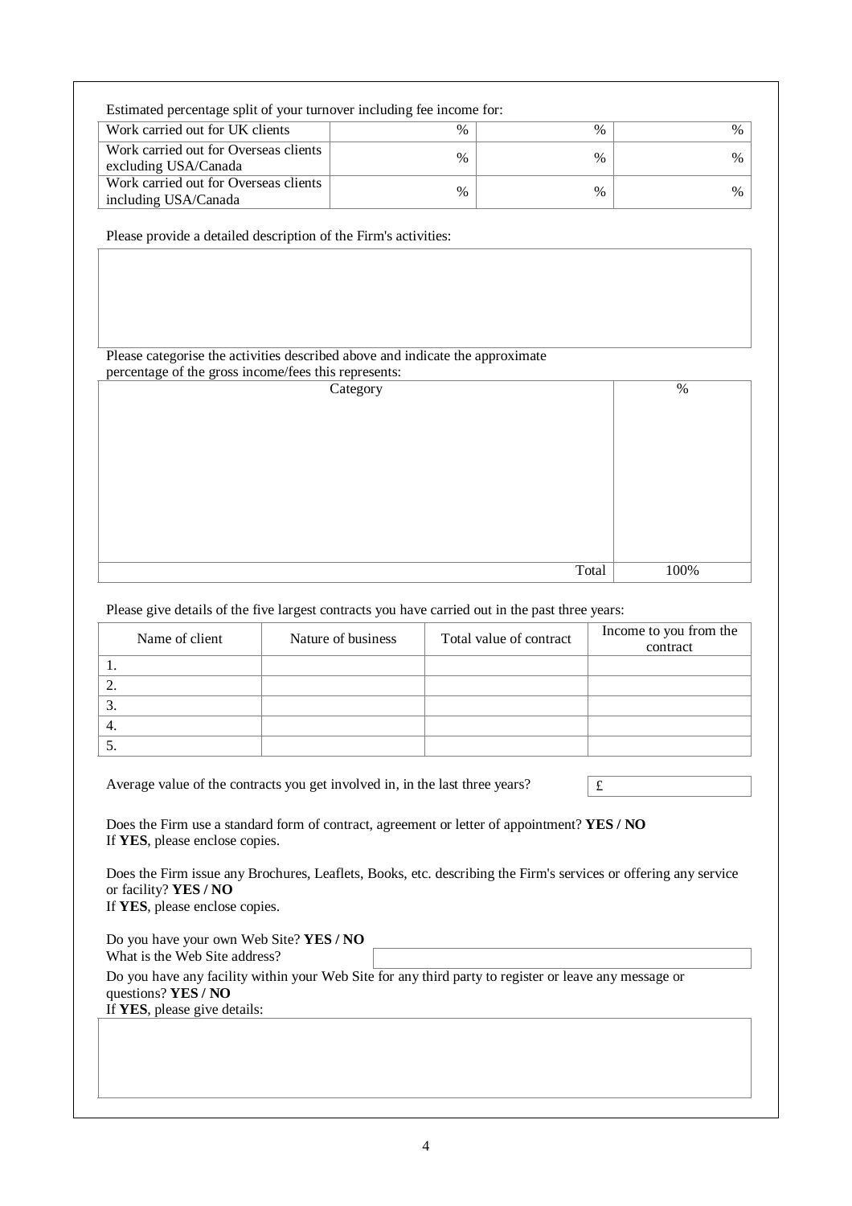Estimated percentage split of your turnover including fee income for:

| | | | |
|---|---|---|---|
| Work carried out for UK clients | % | % | % |
| Work carried out for Overseas clients excluding USA/Canada | % | % | % |
| Work carried out for Overseas clients including USA/Canada | % | % | % |

Please provide a detailed description of the Firm's activities:

| |
|---|
| |

Please categorise the activities described above and indicate the approximate percentage of the gross income/fees this represents:

| Category | % |
|---|---|
| | |
| Total | 100% |

Please give details of the five largest contracts you have carried out in the past three years:

| Name of client | Nature of business | Total value of contract | Income to you from the contract |
|---|---|---|---|
| 1. | | | |
| 2. | | | |
| 3. | | | |
| 4. | | | |
| 5. | | | |

Average value of the contracts you get involved in, in the last three years? £

Does the Firm use a standard form of contract, agreement or letter of appointment? **YES / NO**
If **YES**, please enclose copies.

Does the Firm issue any Brochures, Leaflets, Books, etc. describing the Firm's services or offering any service or facility? **YES / NO**
If **YES**, please enclose copies.

Do you have your own Web Site? **YES / NO**
What is the Web Site address?

Do you have any facility within your Web Site for any third party to register or leave any message or questions? **YES / NO**
If **YES**, please give details: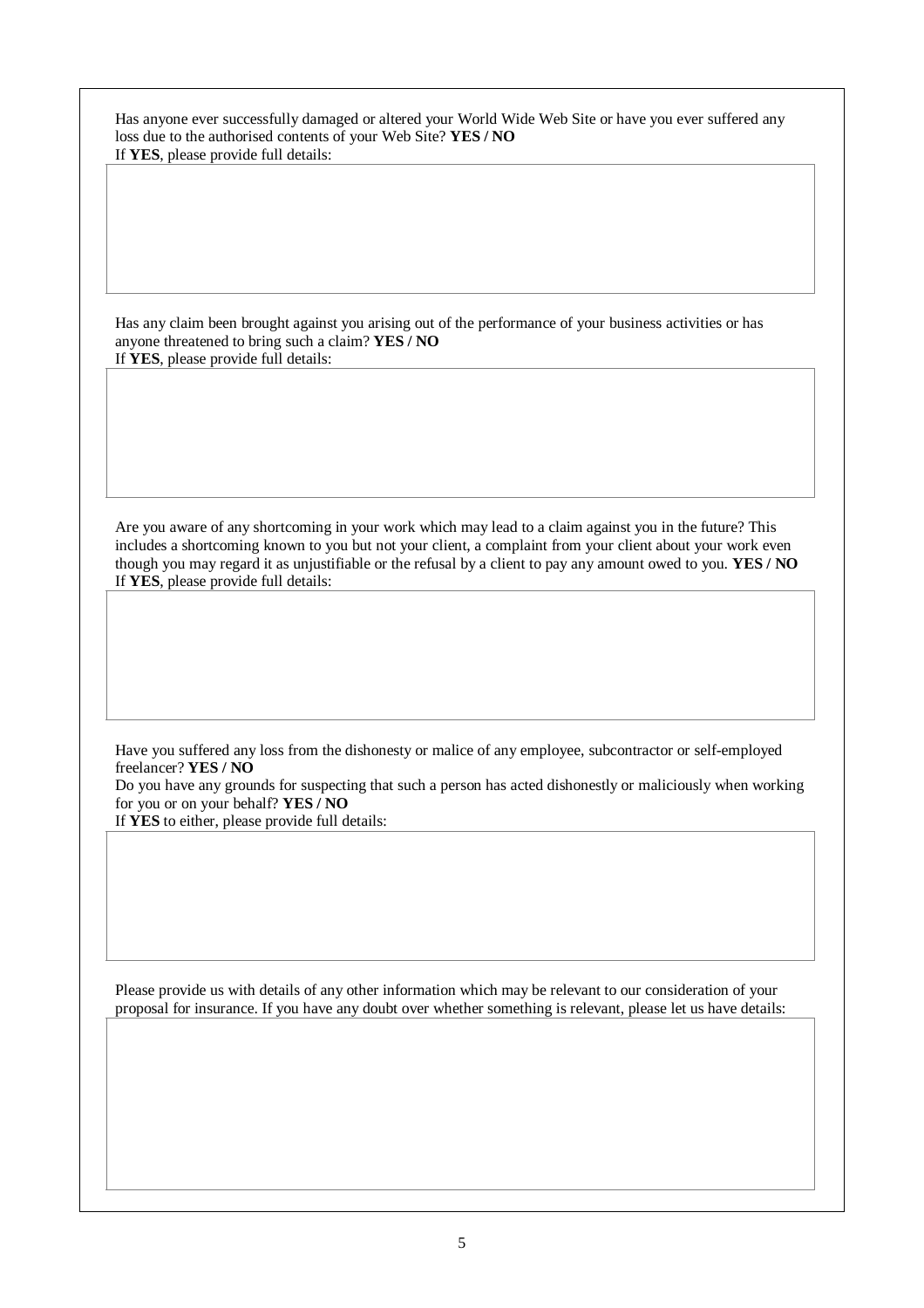Has anyone ever successfully damaged or altered your World Wide Web Site or have you ever suffered any loss due to the authorised contents of your Web Site? **YES / NO**
If **YES**, please provide full details:

Has any claim been brought against you arising out of the performance of your business activities or has anyone threatened to bring such a claim? **YES / NO**
If **YES**, please provide full details:

Are you aware of any shortcoming in your work which may lead to a claim against you in the future? This includes a shortcoming known to you but not your client, a complaint from your client about your work even though you may regard it as unjustifiable or the refusal by a client to pay any amount owed to you. **YES / NO**
If **YES**, please provide full details:

Have you suffered any loss from the dishonesty or malice of any employee, subcontractor or self-employed freelancer? **YES / NO**
Do you have any grounds for suspecting that such a person has acted dishonestly or maliciously when working for you or on your behalf? **YES / NO**
If **YES** to either, please provide full details:

Please provide us with details of any other information which may be relevant to our consideration of your proposal for insurance. If you have any doubt over whether something is relevant, please let us have details: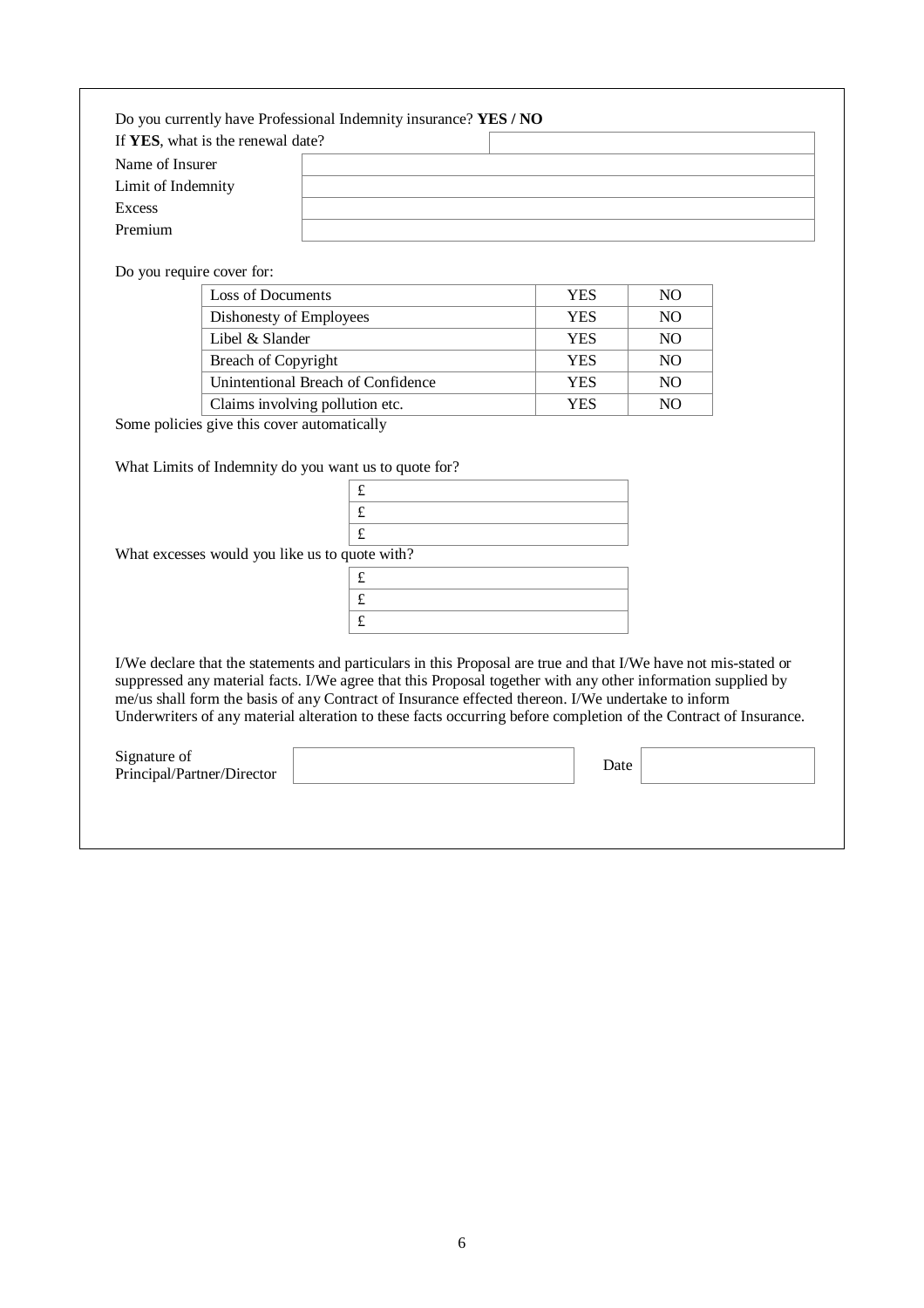Do you currently have Professional Indemnity insurance? **YES / NO**

| | |
|---|---|
| If **YES**, what is the renewal date? | |
| Name of Insurer | |
| Limit of Indemnity | |
| Excess | |
| Premium | |

Do you require cover for:

| | | |
|---|---|---|
| Loss of Documents | YES | NO |
| Dishonesty of Employees | YES | NO |
| Libel & Slander | YES | NO |
| Breach of Copyright | YES | NO |
| Unintentional Breach of Confidence | YES | NO |
| Claims involving pollution etc. | YES | NO |

Some policies give this cover automatically

What Limits of Indemnity do you want us to quote for?

| |
|---|
| £ |
| £ |
| £ |

What excesses would you like us to quote with?

| |
|---|
| £ |
| £ |
| £ |

I/We declare that the statements and particulars in this Proposal are true and that I/We have not mis-stated or suppressed any material facts. I/We agree that this Proposal together with any other information supplied by me/us shall form the basis of any Contract of Insurance effected thereon. I/We undertake to inform Underwriters of any material alteration to these facts occurring before completion of the Contract of Insurance.

| | | | |
|---|---|---|---|
| Signature of Principal/Partner/Director | | Date | |